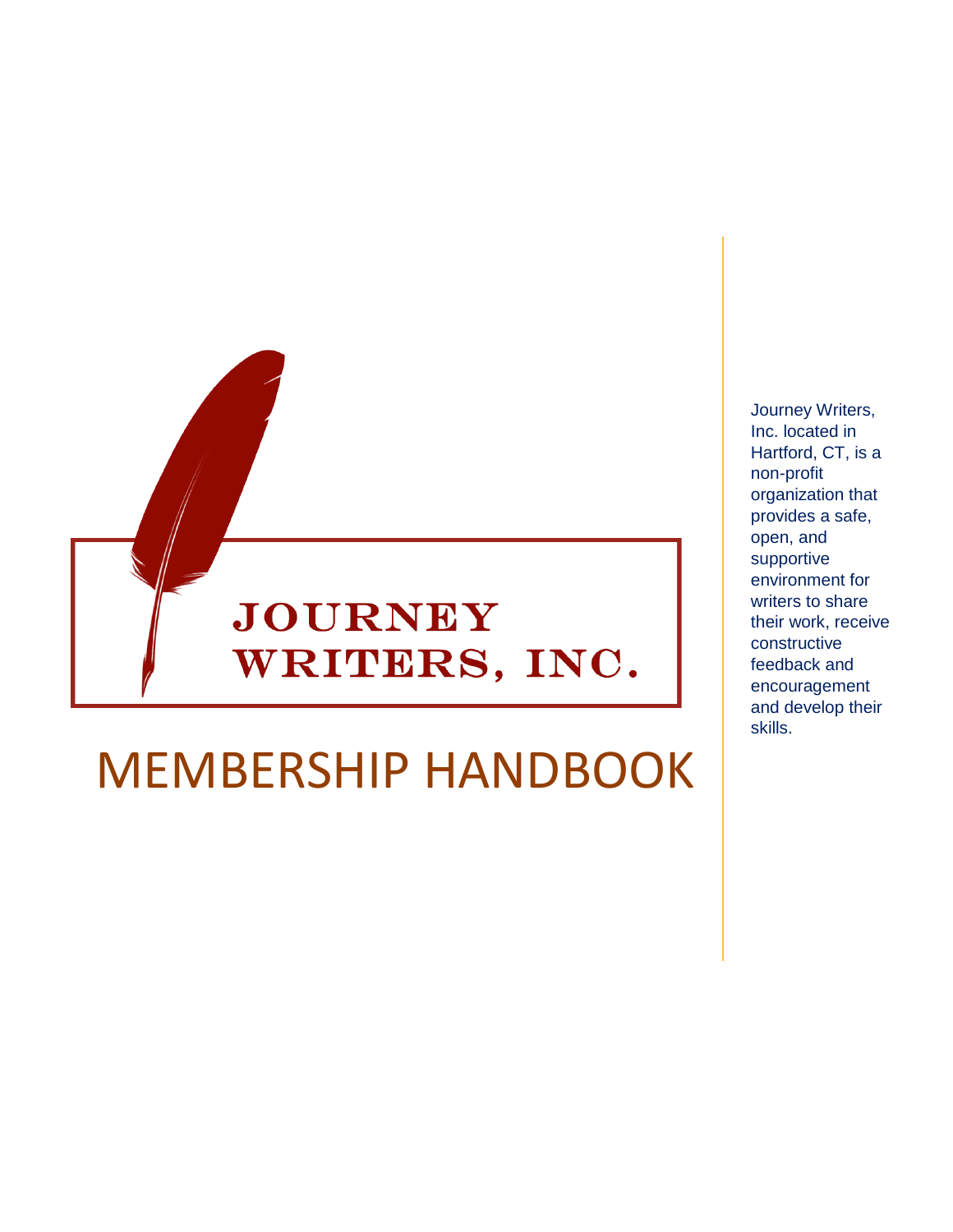# JOURNEY WRITERS, INC.

# MEMBERSHIP HANDBOOK

Journey Writers, Inc. located in Hartford, CT, is a non-profit organization that provides a safe, open, and supportive environment for writers to share their work, receive constructive feedback and encouragement and develop their skills.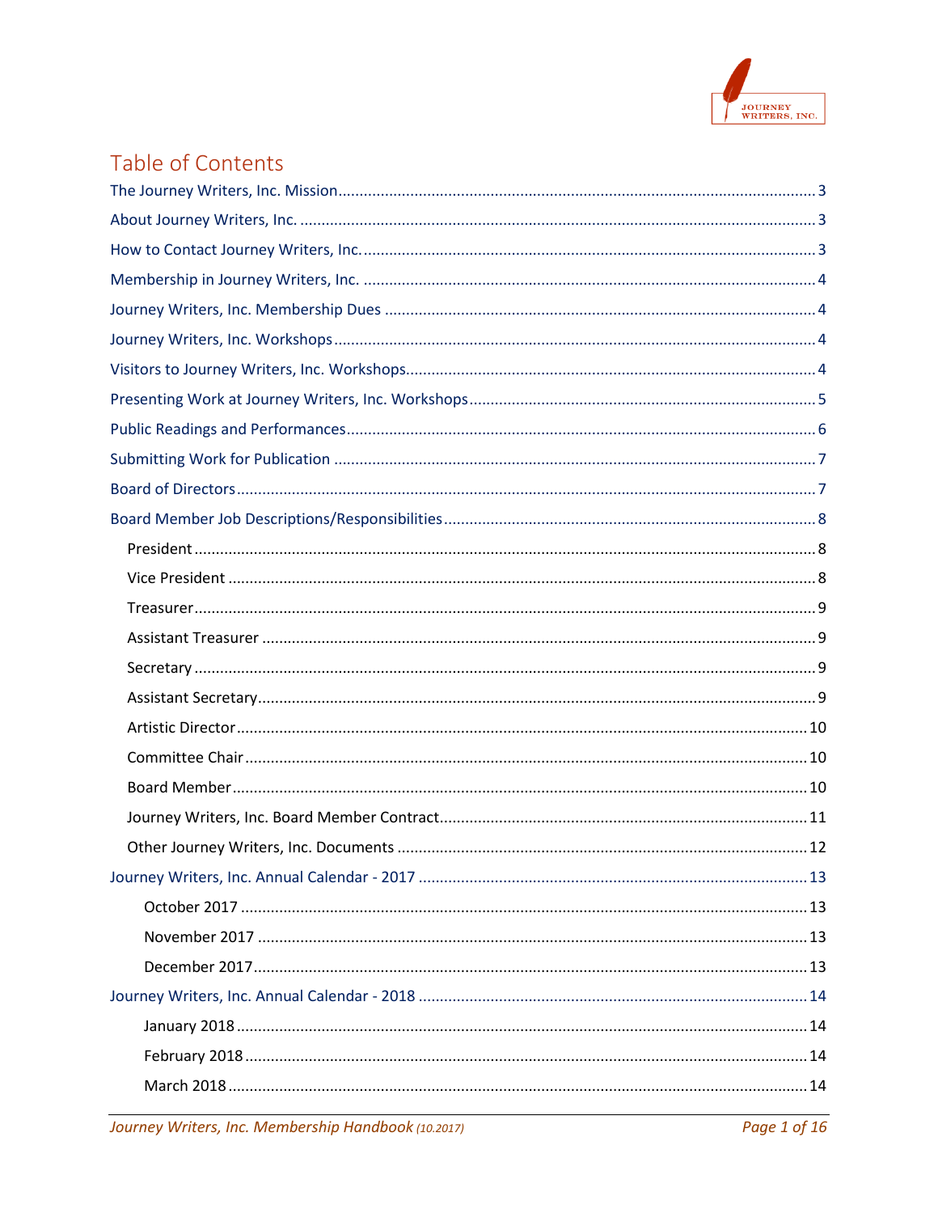# Table of Contents

The Journey Writers, Inc. Mission ........................................................................................................ 3

About Journey Writers, Inc. ................................................................................................................. 3

How to Contact Journey Writers, Inc. ................................................................................................... 3

Membership in Journey Writers, Inc. ................................................................................................... 4

Journey Writers, Inc. Membership Dues .............................................................................................. 4

Journey Writers, Inc. Workshops .......................................................................................................... 4

Visitors to Journey Writers, Inc. Workshops ......................................................................................... 4

Presenting Work at Journey Writers, Inc. Workshops ........................................................................... 5

Public Readings and Performances ....................................................................................................... 6

Submitting Work for Publication .......................................................................................................... 7

Board of Directors ................................................................................................................................ 7

Board Member Job Descriptions/Responsibilities ................................................................................ 8

- President ........................................................................................................................................ 8
- Vice President ................................................................................................................................ 8
- Treasurer ........................................................................................................................................ 9
- Assistant Treasurer ........................................................................................................................ 9
- Secretary ........................................................................................................................................ 9
- Assistant Secretary ......................................................................................................................... 9
- Artistic Director ............................................................................................................................ 10
- Committee Chair .......................................................................................................................... 10
- Board Member ............................................................................................................................. 10
- Journey Writers, Inc. Board Member Contract ............................................................................. 11
- Other Journey Writers, Inc. Documents ....................................................................................... 12

Journey Writers, Inc. Annual Calendar - 2017 .................................................................................... 13

- October 2017 ............................................................................................................................ 13
- November 2017 ......................................................................................................................... 13
- December 2017 ......................................................................................................................... 13

Journey Writers, Inc. Annual Calendar - 2018 .................................................................................... 14

- January 2018 ............................................................................................................................. 14
- February 2018 ........................................................................................................................... 14
- March 2018 ............................................................................................................................... 14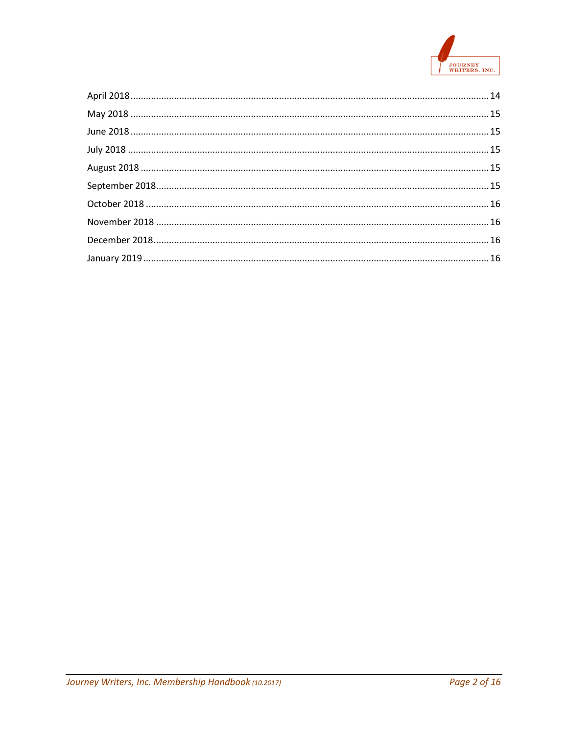April 2018 .......... 14
May 2018 .......... 15
June 2018 .......... 15
July 2018 .......... 15
August 2018 .......... 15
September 2018 .......... 15
October 2018 .......... 16
November 2018 .......... 16
December 2018 .......... 16
January 2019 .......... 16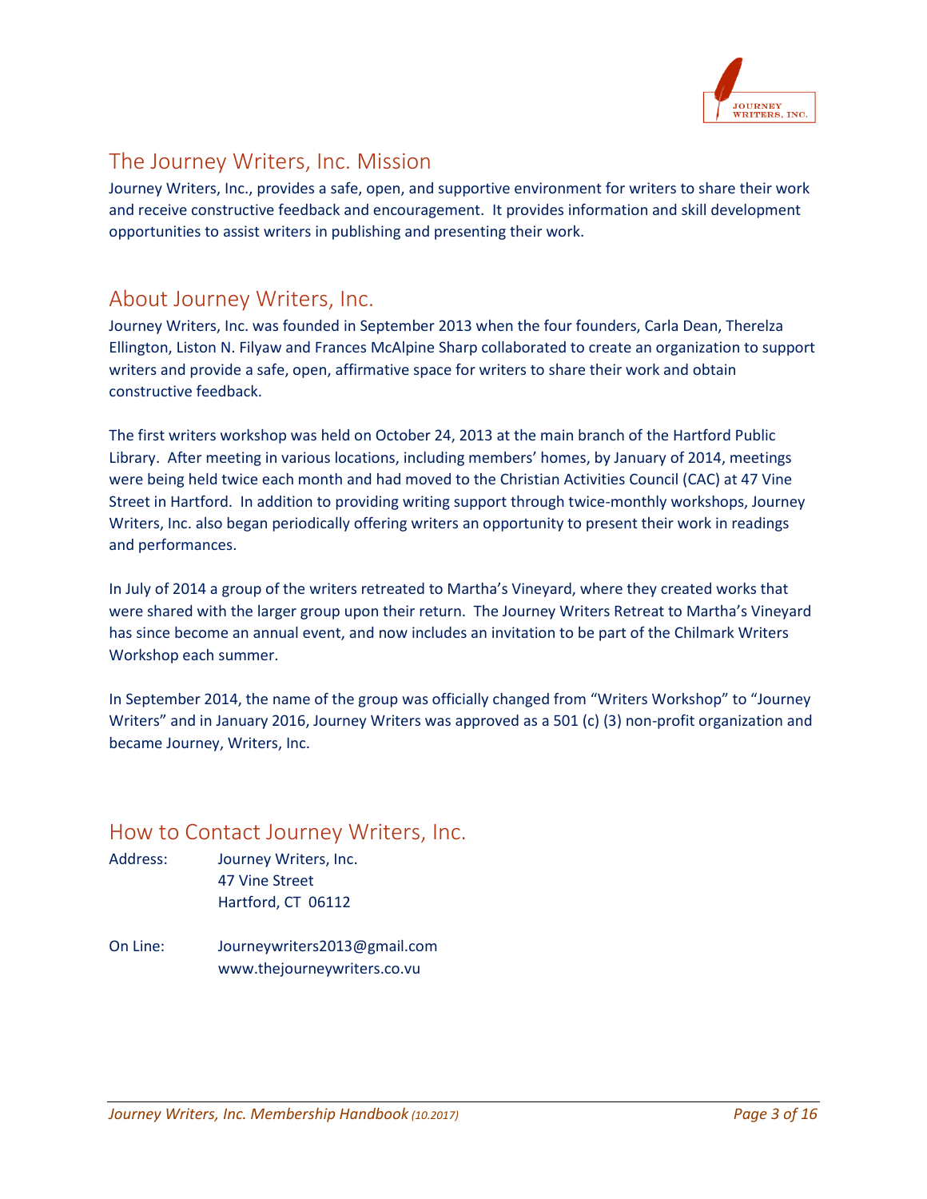## The Journey Writers, Inc. Mission

Journey Writers, Inc., provides a safe, open, and supportive environment for writers to share their work and receive constructive feedback and encouragement. It provides information and skill development opportunities to assist writers in publishing and presenting their work.

## About Journey Writers, Inc.

Journey Writers, Inc. was founded in September 2013 when the four founders, Carla Dean, Therelza Ellington, Liston N. Filyaw and Frances McAlpine Sharp collaborated to create an organization to support writers and provide a safe, open, affirmative space for writers to share their work and obtain constructive feedback.

The first writers workshop was held on October 24, 2013 at the main branch of the Hartford Public Library. After meeting in various locations, including members' homes, by January of 2014, meetings were being held twice each month and had moved to the Christian Activities Council (CAC) at 47 Vine Street in Hartford. In addition to providing writing support through twice-monthly workshops, Journey Writers, Inc. also began periodically offering writers an opportunity to present their work in readings and performances.

In July of 2014 a group of the writers retreated to Martha's Vineyard, where they created works that were shared with the larger group upon their return. The Journey Writers Retreat to Martha's Vineyard has since become an annual event, and now includes an invitation to be part of the Chilmark Writers Workshop each summer.

In September 2014, the name of the group was officially changed from "Writers Workshop" to "Journey Writers" and in January 2016, Journey Writers was approved as a 501 (c) (3) non-profit organization and became Journey, Writers, Inc.

## How to Contact Journey Writers, Inc.

Address: Journey Writers, Inc.
47 Vine Street
Hartford, CT 06112

On Line: Journeywriters2013@gmail.com
www.thejourneywriters.co.vu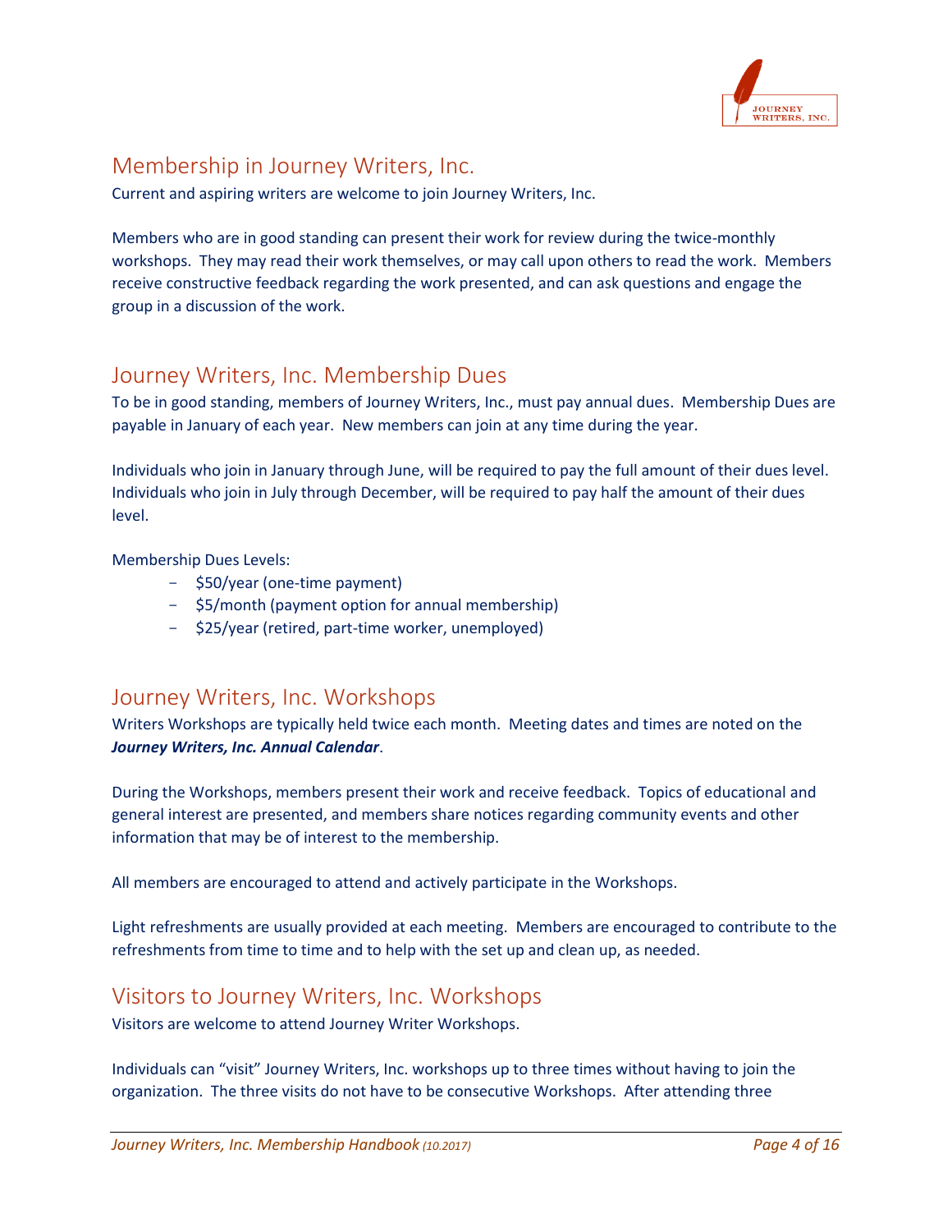## Membership in Journey Writers, Inc.

Current and aspiring writers are welcome to join Journey Writers, Inc.

Members who are in good standing can present their work for review during the twice-monthly workshops. They may read their work themselves, or may call upon others to read the work. Members receive constructive feedback regarding the work presented, and can ask questions and engage the group in a discussion of the work.

## Journey Writers, Inc. Membership Dues

To be in good standing, members of Journey Writers, Inc., must pay annual dues. Membership Dues are payable in January of each year. New members can join at any time during the year.

Individuals who join in January through June, will be required to pay the full amount of their dues level. Individuals who join in July through December, will be required to pay half the amount of their dues level.

Membership Dues Levels:

- $50/year (one-time payment)
- $5/month (payment option for annual membership)
- $25/year (retired, part-time worker, unemployed)

## Journey Writers, Inc. Workshops

Writers Workshops are typically held twice each month. Meeting dates and times are noted on the ***Journey Writers, Inc. Annual Calendar***.

During the Workshops, members present their work and receive feedback. Topics of educational and general interest are presented, and members share notices regarding community events and other information that may be of interest to the membership.

All members are encouraged to attend and actively participate in the Workshops.

Light refreshments are usually provided at each meeting. Members are encouraged to contribute to the refreshments from time to time and to help with the set up and clean up, as needed.

## Visitors to Journey Writers, Inc. Workshops

Visitors are welcome to attend Journey Writer Workshops.

Individuals can "visit" Journey Writers, Inc. workshops up to three times without having to join the organization. The three visits do not have to be consecutive Workshops. After attending three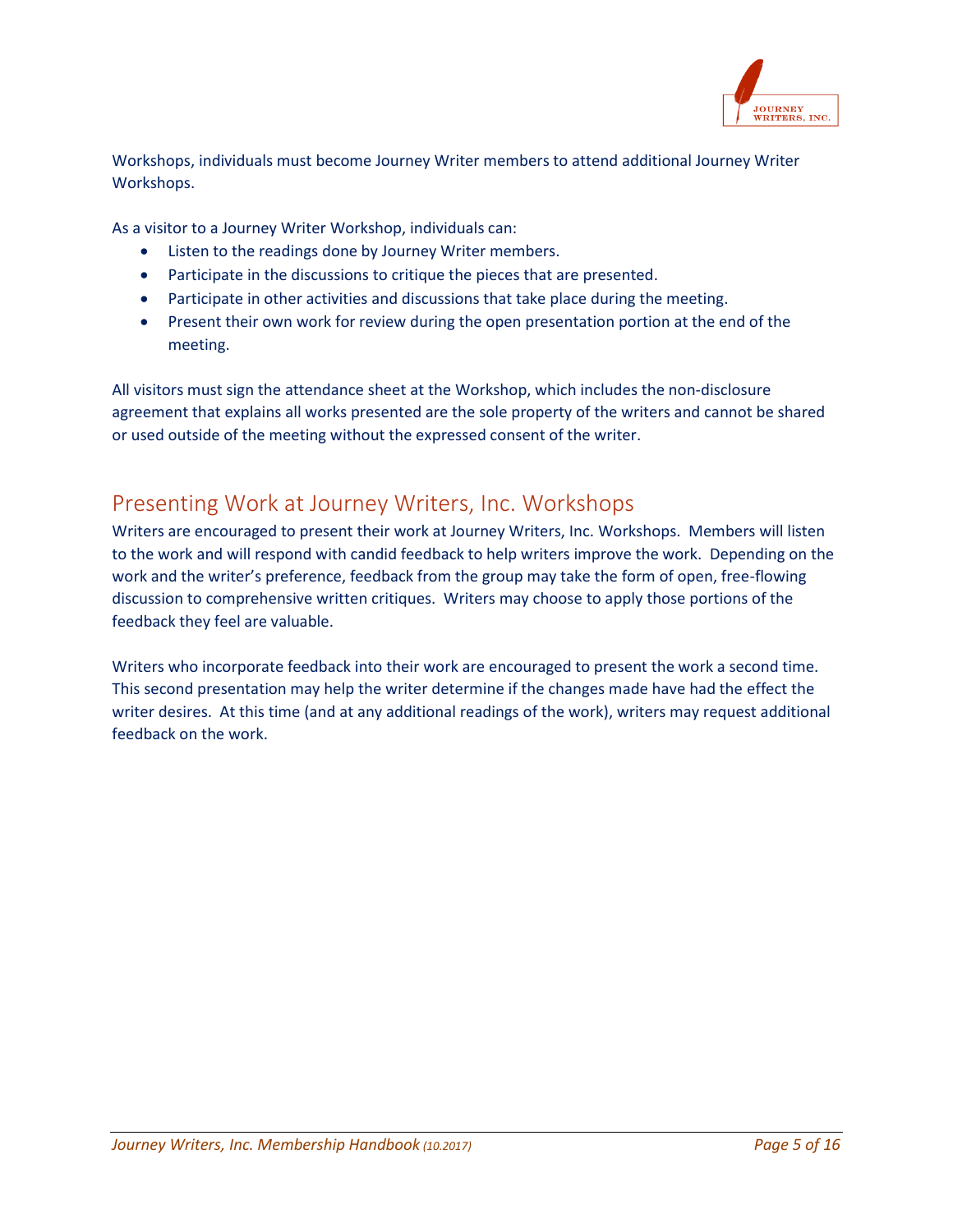Workshops, individuals must become Journey Writer members to attend additional Journey Writer Workshops.

As a visitor to a Journey Writer Workshop, individuals can:

- Listen to the readings done by Journey Writer members.
- Participate in the discussions to critique the pieces that are presented.
- Participate in other activities and discussions that take place during the meeting.
- Present their own work for review during the open presentation portion at the end of the meeting.

All visitors must sign the attendance sheet at the Workshop, which includes the non-disclosure agreement that explains all works presented are the sole property of the writers and cannot be shared or used outside of the meeting without the expressed consent of the writer.

## Presenting Work at Journey Writers, Inc. Workshops

Writers are encouraged to present their work at Journey Writers, Inc. Workshops. Members will listen to the work and will respond with candid feedback to help writers improve the work. Depending on the work and the writer's preference, feedback from the group may take the form of open, free-flowing discussion to comprehensive written critiques. Writers may choose to apply those portions of the feedback they feel are valuable.

Writers who incorporate feedback into their work are encouraged to present the work a second time. This second presentation may help the writer determine if the changes made have had the effect the writer desires. At this time (and at any additional readings of the work), writers may request additional feedback on the work.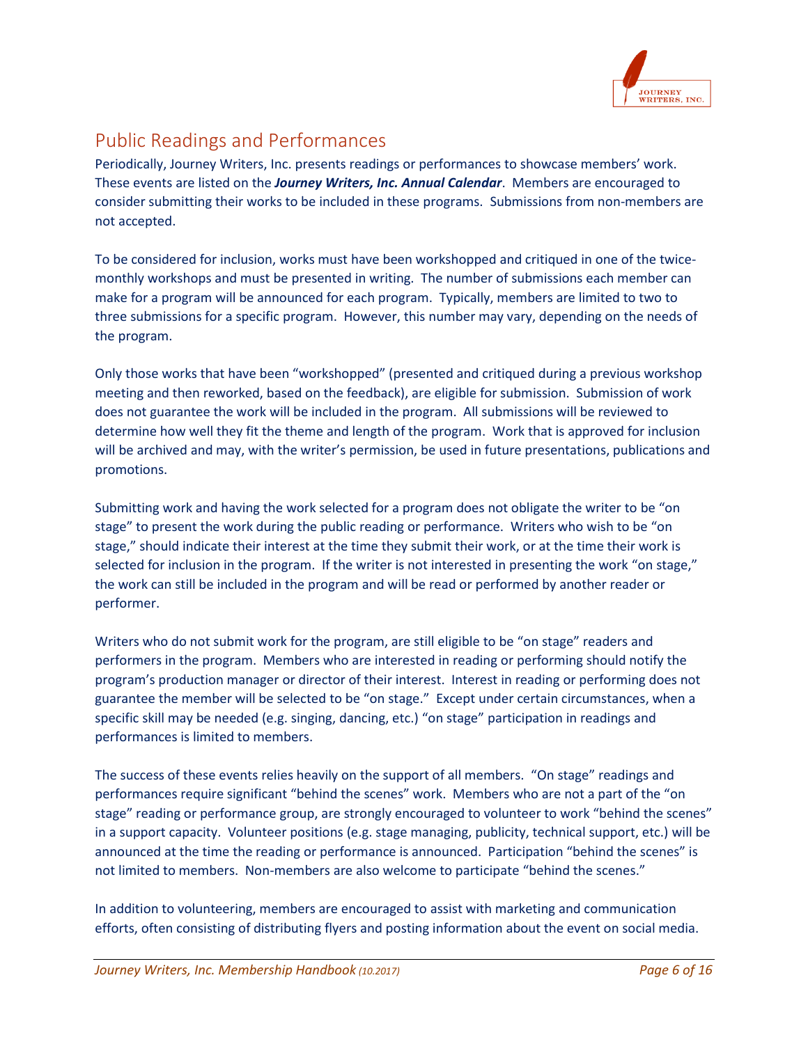## Public Readings and Performances

Periodically, Journey Writers, Inc. presents readings or performances to showcase members' work. These events are listed on the ***Journey Writers, Inc. Annual Calendar***. Members are encouraged to consider submitting their works to be included in these programs. Submissions from non-members are not accepted.

To be considered for inclusion, works must have been workshopped and critiqued in one of the twice-monthly workshops and must be presented in writing. The number of submissions each member can make for a program will be announced for each program. Typically, members are limited to two to three submissions for a specific program. However, this number may vary, depending on the needs of the program.

Only those works that have been "workshopped" (presented and critiqued during a previous workshop meeting and then reworked, based on the feedback), are eligible for submission. Submission of work does not guarantee the work will be included in the program. All submissions will be reviewed to determine how well they fit the theme and length of the program. Work that is approved for inclusion will be archived and may, with the writer's permission, be used in future presentations, publications and promotions.

Submitting work and having the work selected for a program does not obligate the writer to be "on stage" to present the work during the public reading or performance. Writers who wish to be "on stage," should indicate their interest at the time they submit their work, or at the time their work is selected for inclusion in the program. If the writer is not interested in presenting the work "on stage," the work can still be included in the program and will be read or performed by another reader or performer.

Writers who do not submit work for the program, are still eligible to be "on stage" readers and performers in the program. Members who are interested in reading or performing should notify the program's production manager or director of their interest. Interest in reading or performing does not guarantee the member will be selected to be "on stage." Except under certain circumstances, when a specific skill may be needed (e.g. singing, dancing, etc.) "on stage" participation in readings and performances is limited to members.

The success of these events relies heavily on the support of all members. "On stage" readings and performances require significant "behind the scenes" work. Members who are not a part of the "on stage" reading or performance group, are strongly encouraged to volunteer to work "behind the scenes" in a support capacity. Volunteer positions (e.g. stage managing, publicity, technical support, etc.) will be announced at the time the reading or performance is announced. Participation "behind the scenes" is not limited to members. Non-members are also welcome to participate "behind the scenes."

In addition to volunteering, members are encouraged to assist with marketing and communication efforts, often consisting of distributing flyers and posting information about the event on social media.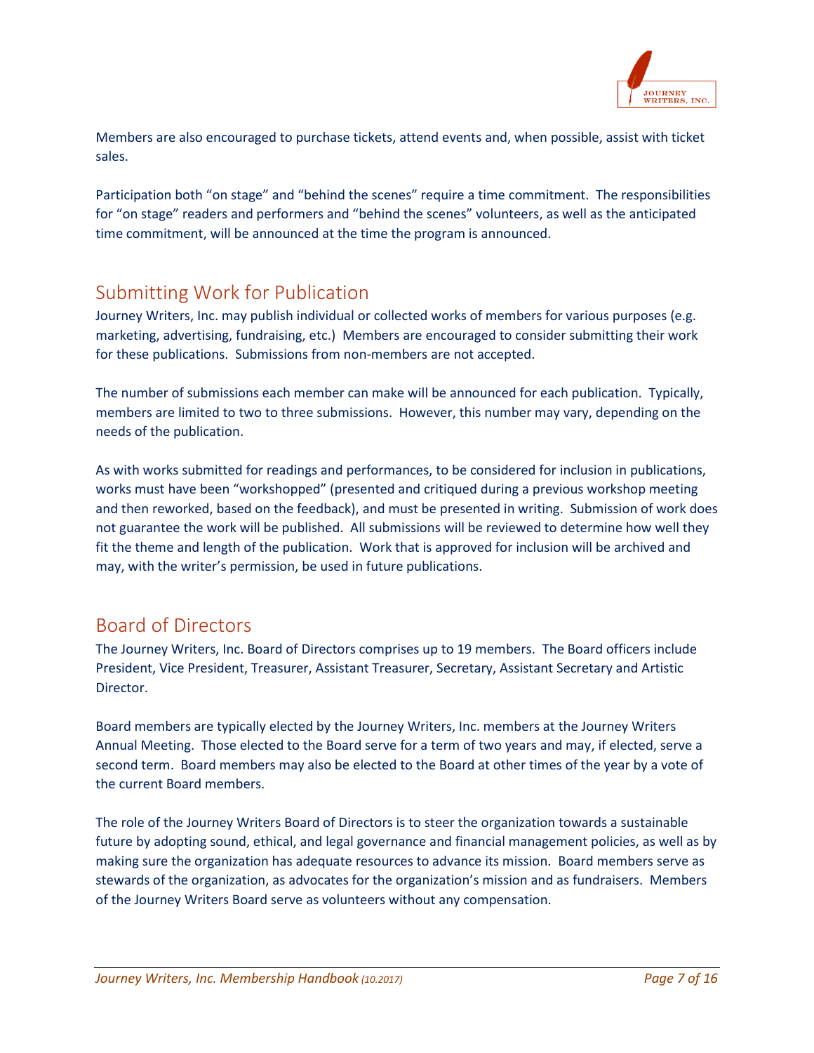Members are also encouraged to purchase tickets, attend events and, when possible, assist with ticket sales.

Participation both “on stage” and “behind the scenes” require a time commitment. The responsibilities for “on stage” readers and performers and “behind the scenes” volunteers, as well as the anticipated time commitment, will be announced at the time the program is announced.

## Submitting Work for Publication

Journey Writers, Inc. may publish individual or collected works of members for various purposes (e.g. marketing, advertising, fundraising, etc.) Members are encouraged to consider submitting their work for these publications. Submissions from non-members are not accepted.

The number of submissions each member can make will be announced for each publication. Typically, members are limited to two to three submissions. However, this number may vary, depending on the needs of the publication.

As with works submitted for readings and performances, to be considered for inclusion in publications, works must have been “workshopped” (presented and critiqued during a previous workshop meeting and then reworked, based on the feedback), and must be presented in writing. Submission of work does not guarantee the work will be published. All submissions will be reviewed to determine how well they fit the theme and length of the publication. Work that is approved for inclusion will be archived and may, with the writer’s permission, be used in future publications.

## Board of Directors

The Journey Writers, Inc. Board of Directors comprises up to 19 members. The Board officers include President, Vice President, Treasurer, Assistant Treasurer, Secretary, Assistant Secretary and Artistic Director.

Board members are typically elected by the Journey Writers, Inc. members at the Journey Writers Annual Meeting. Those elected to the Board serve for a term of two years and may, if elected, serve a second term. Board members may also be elected to the Board at other times of the year by a vote of the current Board members.

The role of the Journey Writers Board of Directors is to steer the organization towards a sustainable future by adopting sound, ethical, and legal governance and financial management policies, as well as by making sure the organization has adequate resources to advance its mission. Board members serve as stewards of the organization, as advocates for the organization’s mission and as fundraisers. Members of the Journey Writers Board serve as volunteers without any compensation.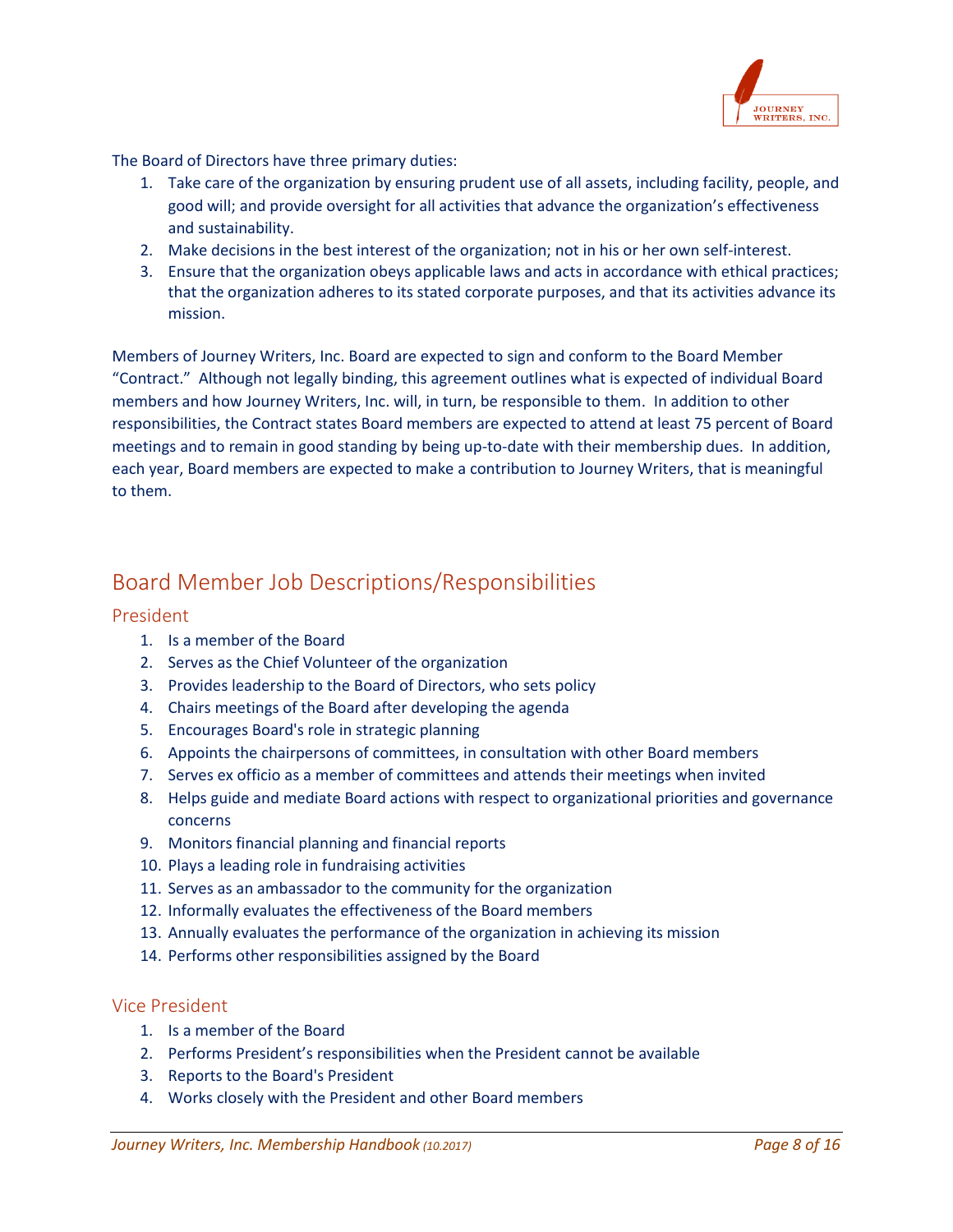The Board of Directors have three primary duties:

1. Take care of the organization by ensuring prudent use of all assets, including facility, people, and good will; and provide oversight for all activities that advance the organization's effectiveness and sustainability.
2. Make decisions in the best interest of the organization; not in his or her own self-interest.
3. Ensure that the organization obeys applicable laws and acts in accordance with ethical practices; that the organization adheres to its stated corporate purposes, and that its activities advance its mission.

Members of Journey Writers, Inc. Board are expected to sign and conform to the Board Member "Contract." Although not legally binding, this agreement outlines what is expected of individual Board members and how Journey Writers, Inc. will, in turn, be responsible to them. In addition to other responsibilities, the Contract states Board members are expected to attend at least 75 percent of Board meetings and to remain in good standing by being up-to-date with their membership dues. In addition, each year, Board members are expected to make a contribution to Journey Writers, that is meaningful to them.

## Board Member Job Descriptions/Responsibilities

### President

1. Is a member of the Board
2. Serves as the Chief Volunteer of the organization
3. Provides leadership to the Board of Directors, who sets policy
4. Chairs meetings of the Board after developing the agenda
5. Encourages Board's role in strategic planning
6. Appoints the chairpersons of committees, in consultation with other Board members
7. Serves ex officio as a member of committees and attends their meetings when invited
8. Helps guide and mediate Board actions with respect to organizational priorities and governance concerns
9. Monitors financial planning and financial reports
10. Plays a leading role in fundraising activities
11. Serves as an ambassador to the community for the organization
12. Informally evaluates the effectiveness of the Board members
13. Annually evaluates the performance of the organization in achieving its mission
14. Performs other responsibilities assigned by the Board

### Vice President

1. Is a member of the Board
2. Performs President's responsibilities when the President cannot be available
3. Reports to the Board's President
4. Works closely with the President and other Board members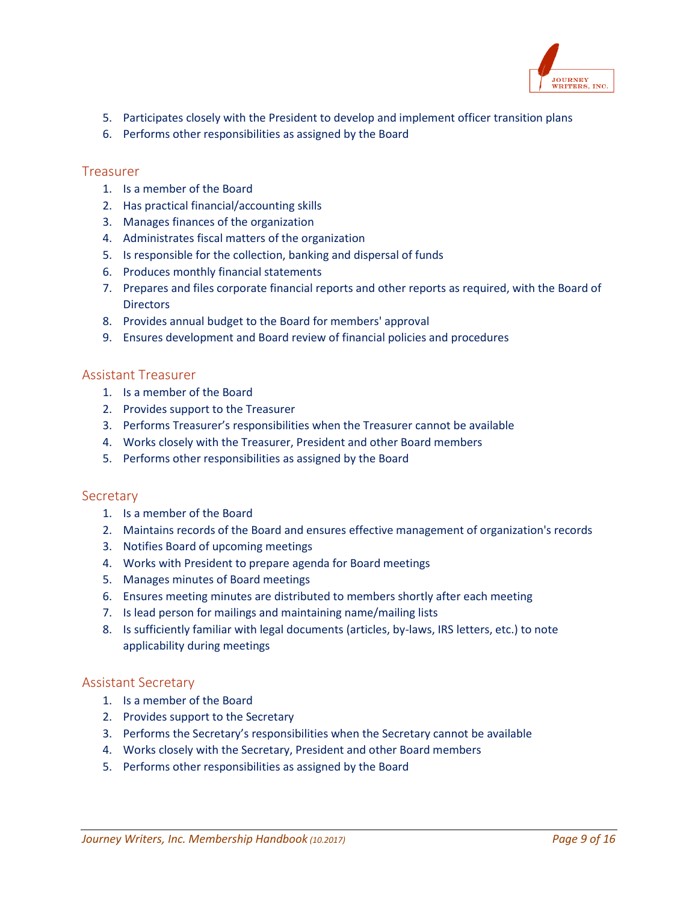5. Participates closely with the President to develop and implement officer transition plans
6. Performs other responsibilities as assigned by the Board

## Treasurer

1. Is a member of the Board
2. Has practical financial/accounting skills
3. Manages finances of the organization
4. Administrates fiscal matters of the organization
5. Is responsible for the collection, banking and dispersal of funds
6. Produces monthly financial statements
7. Prepares and files corporate financial reports and other reports as required, with the Board of Directors
8. Provides annual budget to the Board for members' approval
9. Ensures development and Board review of financial policies and procedures

## Assistant Treasurer

1. Is a member of the Board
2. Provides support to the Treasurer
3. Performs Treasurer's responsibilities when the Treasurer cannot be available
4. Works closely with the Treasurer, President and other Board members
5. Performs other responsibilities as assigned by the Board

## Secretary

1. Is a member of the Board
2. Maintains records of the Board and ensures effective management of organization's records
3. Notifies Board of upcoming meetings
4. Works with President to prepare agenda for Board meetings
5. Manages minutes of Board meetings
6. Ensures meeting minutes are distributed to members shortly after each meeting
7. Is lead person for mailings and maintaining name/mailing lists
8. Is sufficiently familiar with legal documents (articles, by-laws, IRS letters, etc.) to note applicability during meetings

## Assistant Secretary

1. Is a member of the Board
2. Provides support to the Secretary
3. Performs the Secretary's responsibilities when the Secretary cannot be available
4. Works closely with the Secretary, President and other Board members
5. Performs other responsibilities as assigned by the Board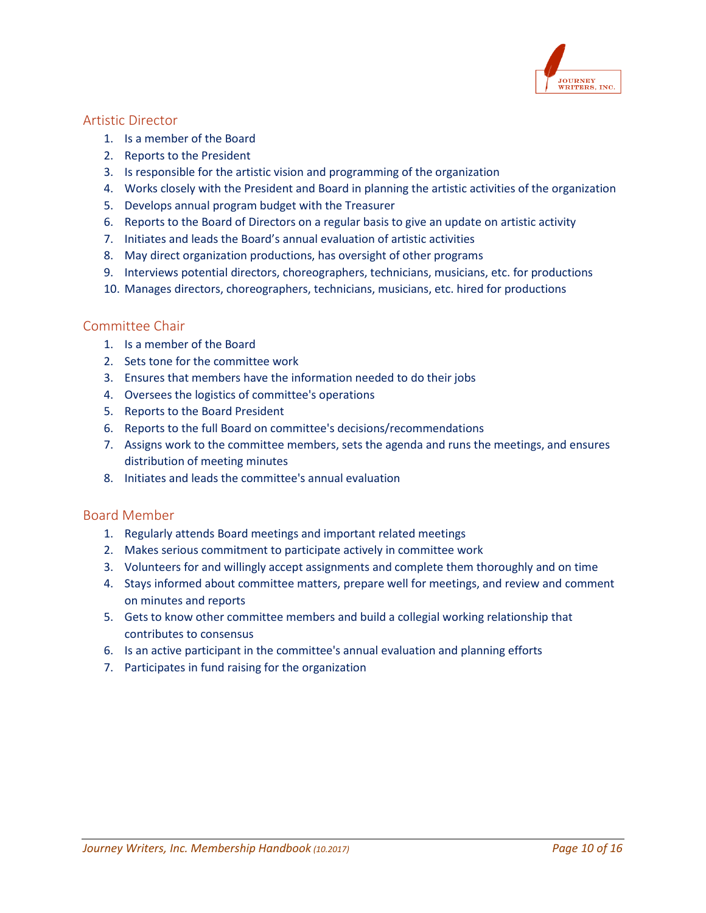## Artistic Director

1. Is a member of the Board
2. Reports to the President
3. Is responsible for the artistic vision and programming of the organization
4. Works closely with the President and Board in planning the artistic activities of the organization
5. Develops annual program budget with the Treasurer
6. Reports to the Board of Directors on a regular basis to give an update on artistic activity
7. Initiates and leads the Board's annual evaluation of artistic activities
8. May direct organization productions, has oversight of other programs
9. Interviews potential directors, choreographers, technicians, musicians, etc. for productions
10. Manages directors, choreographers, technicians, musicians, etc. hired for productions

## Committee Chair

1. Is a member of the Board
2. Sets tone for the committee work
3. Ensures that members have the information needed to do their jobs
4. Oversees the logistics of committee's operations
5. Reports to the Board President
6. Reports to the full Board on committee's decisions/recommendations
7. Assigns work to the committee members, sets the agenda and runs the meetings, and ensures distribution of meeting minutes
8. Initiates and leads the committee's annual evaluation

## Board Member

1. Regularly attends Board meetings and important related meetings
2. Makes serious commitment to participate actively in committee work
3. Volunteers for and willingly accept assignments and complete them thoroughly and on time
4. Stays informed about committee matters, prepare well for meetings, and review and comment on minutes and reports
5. Gets to know other committee members and build a collegial working relationship that contributes to consensus
6. Is an active participant in the committee's annual evaluation and planning efforts
7. Participates in fund raising for the organization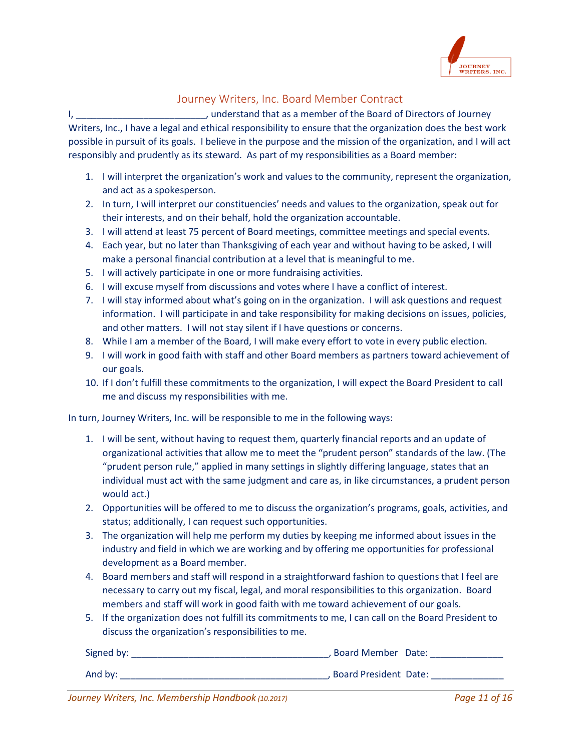## Journey Writers, Inc. Board Member Contract

I, _________________________, understand that as a member of the Board of Directors of Journey Writers, Inc., I have a legal and ethical responsibility to ensure that the organization does the best work possible in pursuit of its goals. I believe in the purpose and the mission of the organization, and I will act responsibly and prudently as its steward. As part of my responsibilities as a Board member:

1. I will interpret the organization's work and values to the community, represent the organization, and act as a spokesperson.
2. In turn, I will interpret our constituencies' needs and values to the organization, speak out for their interests, and on their behalf, hold the organization accountable.
3. I will attend at least 75 percent of Board meetings, committee meetings and special events.
4. Each year, but no later than Thanksgiving of each year and without having to be asked, I will make a personal financial contribution at a level that is meaningful to me.
5. I will actively participate in one or more fundraising activities.
6. I will excuse myself from discussions and votes where I have a conflict of interest.
7. I will stay informed about what's going on in the organization. I will ask questions and request information. I will participate in and take responsibility for making decisions on issues, policies, and other matters. I will not stay silent if I have questions or concerns.
8. While I am a member of the Board, I will make every effort to vote in every public election.
9. I will work in good faith with staff and other Board members as partners toward achievement of our goals.
10. If I don't fulfill these commitments to the organization, I will expect the Board President to call me and discuss my responsibilities with me.

In turn, Journey Writers, Inc. will be responsible to me in the following ways:

1. I will be sent, without having to request them, quarterly financial reports and an update of organizational activities that allow me to meet the "prudent person" standards of the law. (The "prudent person rule," applied in many settings in slightly differing language, states that an individual must act with the same judgment and care as, in like circumstances, a prudent person would act.)
2. Opportunities will be offered to me to discuss the organization's programs, goals, activities, and status; additionally, I can request such opportunities.
3. The organization will help me perform my duties by keeping me informed about issues in the industry and field in which we are working and by offering me opportunities for professional development as a Board member.
4. Board members and staff will respond in a straightforward fashion to questions that I feel are necessary to carry out my fiscal, legal, and moral responsibilities to this organization. Board members and staff will work in good faith with me toward achievement of our goals.
5. If the organization does not fulfill its commitments to me, I can call on the Board President to discuss the organization's responsibilities to me.

Signed by: ______________________________________, Board Member Date: ______________

And by: ________________________________________, Board President Date: ______________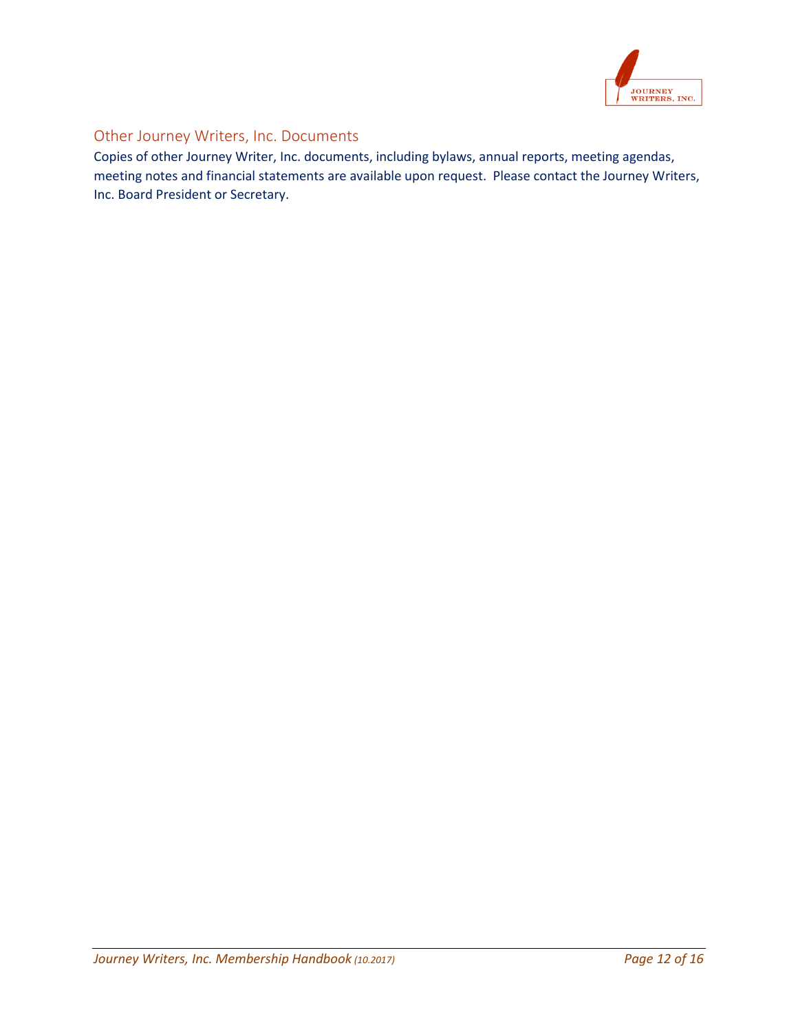## Other Journey Writers, Inc. Documents

Copies of other Journey Writer, Inc. documents, including bylaws, annual reports, meeting agendas, meeting notes and financial statements are available upon request. Please contact the Journey Writers, Inc. Board President or Secretary.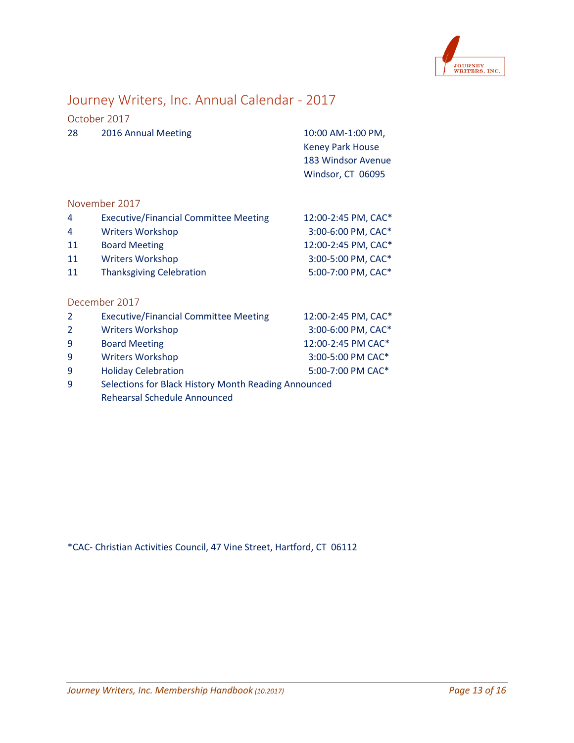# Journey Writers, Inc. Annual Calendar - 2017

## October 2017

| | | |
|---|---|---|
| 28 | 2016 Annual Meeting | 10:00 AM-1:00 PM, Keney Park House, 183 Windsor Avenue, Windsor, CT 06095 |

## November 2017

| | | |
|---|---|---|
| 4 | Executive/Financial Committee Meeting | 12:00-2:45 PM, CAC* |
| 4 | Writers Workshop | 3:00-6:00 PM, CAC* |
| 11 | Board Meeting | 12:00-2:45 PM, CAC* |
| 11 | Writers Workshop | 3:00-5:00 PM, CAC* |
| 11 | Thanksgiving Celebration | 5:00-7:00 PM, CAC* |

## December 2017

| | | |
|---|---|---|
| 2 | Executive/Financial Committee Meeting | 12:00-2:45 PM, CAC* |
| 2 | Writers Workshop | 3:00-6:00 PM, CAC* |
| 9 | Board Meeting | 12:00-2:45 PM CAC* |
| 9 | Writers Workshop | 3:00-5:00 PM CAC* |
| 9 | Holiday Celebration | 5:00-7:00 PM CAC* |
| 9 | Selections for Black History Month Reading Announced<br>Rehearsal Schedule Announced | |

*CAC- Christian Activities Council, 47 Vine Street, Hartford, CT 06112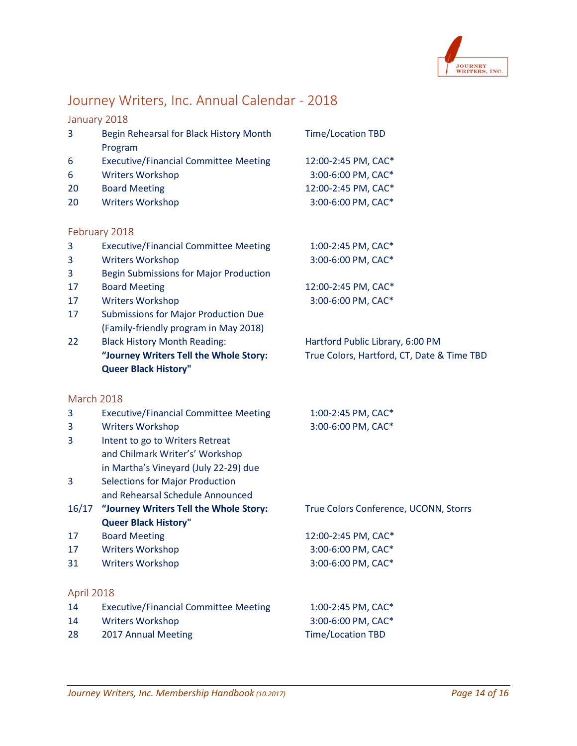# Journey Writers, Inc. Annual Calendar - 2018

## January 2018

| Date | Event | Time/Location |
|---|---|---|
| 3 | Begin Rehearsal for Black History Month Program | Time/Location TBD |
| 6 | Executive/Financial Committee Meeting | 12:00-2:45 PM, CAC* |
| 6 | Writers Workshop | 3:00-6:00 PM, CAC* |
| 20 | Board Meeting | 12:00-2:45 PM, CAC* |
| 20 | Writers Workshop | 3:00-6:00 PM, CAC* |

## February 2018

| Date | Event | Time/Location |
|---|---|---|
| 3 | Executive/Financial Committee Meeting | 1:00-2:45 PM, CAC* |
| 3 | Writers Workshop | 3:00-6:00 PM, CAC* |
| 3 | Begin Submissions for Major Production | |
| 17 | Board Meeting | 12:00-2:45 PM, CAC* |
| 17 | Writers Workshop | 3:00-6:00 PM, CAC* |
| 17 | Submissions for Major Production Due (Family-friendly program in May 2018) | |
| 22 | Black History Month Reading: **"Journey Writers Tell the Whole Story: Queer Black History"** | Hartford Public Library, 6:00 PM<br>True Colors, Hartford, CT, Date & Time TBD |

## March 2018

| Date | Event | Time/Location |
|---|---|---|
| 3 | Executive/Financial Committee Meeting | 1:00-2:45 PM, CAC* |
| 3 | Writers Workshop | 3:00-6:00 PM, CAC* |
| 3 | Intent to go to Writers Retreat and Chilmark Writer's' Workshop in Martha's Vineyard (July 22-29) due | |
| 3 | Selections for Major Production and Rehearsal Schedule Announced | |
| 16/17 | **"Journey Writers Tell the Whole Story: Queer Black History"** | True Colors Conference, UCONN, Storrs |
| 17 | Board Meeting | 12:00-2:45 PM, CAC* |
| 17 | Writers Workshop | 3:00-6:00 PM, CAC* |
| 31 | Writers Workshop | 3:00-6:00 PM, CAC* |

## April 2018

| Date | Event | Time/Location |
|---|---|---|
| 14 | Executive/Financial Committee Meeting | 1:00-2:45 PM, CAC* |
| 14 | Writers Workshop | 3:00-6:00 PM, CAC* |
| 28 | 2017 Annual Meeting | Time/Location TBD |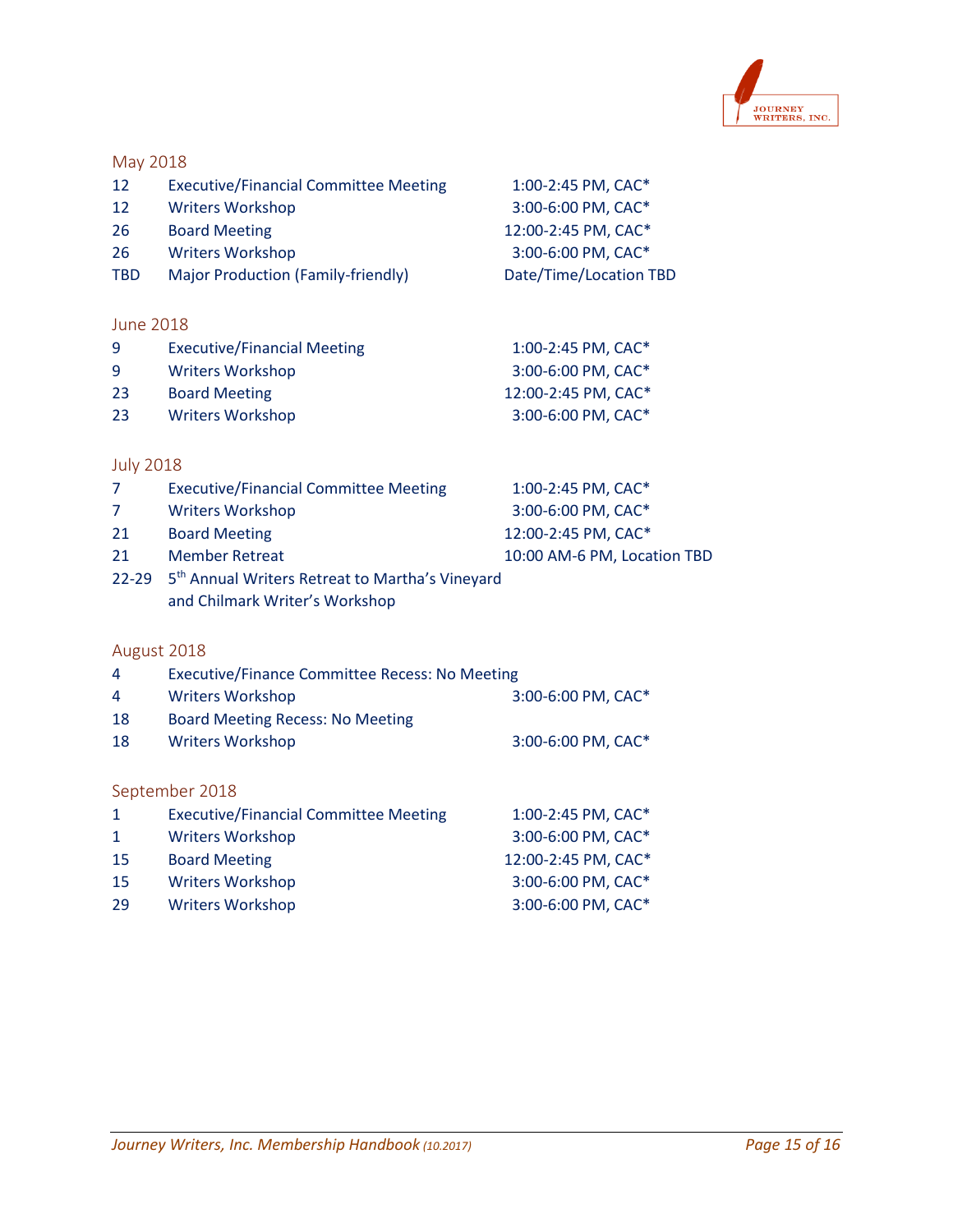## May 2018

| | | |
|---|---|---|
| 12 | Executive/Financial Committee Meeting | 1:00-2:45 PM, CAC* |
| 12 | Writers Workshop | 3:00-6:00 PM, CAC* |
| 26 | Board Meeting | 12:00-2:45 PM, CAC* |
| 26 | Writers Workshop | 3:00-6:00 PM, CAC* |
| TBD | Major Production (Family-friendly) | Date/Time/Location TBD |

## June 2018

| | | |
|---|---|---|
| 9 | Executive/Financial Meeting | 1:00-2:45 PM, CAC* |
| 9 | Writers Workshop | 3:00-6:00 PM, CAC* |
| 23 | Board Meeting | 12:00-2:45 PM, CAC* |
| 23 | Writers Workshop | 3:00-6:00 PM, CAC* |

## July 2018

| | | |
|---|---|---|
| 7 | Executive/Financial Committee Meeting | 1:00-2:45 PM, CAC* |
| 7 | Writers Workshop | 3:00-6:00 PM, CAC* |
| 21 | Board Meeting | 12:00-2:45 PM, CAC* |
| 21 | Member Retreat | 10:00 AM-6 PM, Location TBD |
| 22-29 | 5th Annual Writers Retreat to Martha's Vineyard and Chilmark Writer's Workshop | |

## August 2018

| | | |
|---|---|---|
| 4 | Executive/Finance Committee Recess: No Meeting | |
| 4 | Writers Workshop | 3:00-6:00 PM, CAC* |
| 18 | Board Meeting Recess: No Meeting | |
| 18 | Writers Workshop | 3:00-6:00 PM, CAC* |

## September 2018

| | | |
|---|---|---|
| 1 | Executive/Financial Committee Meeting | 1:00-2:45 PM, CAC* |
| 1 | Writers Workshop | 3:00-6:00 PM, CAC* |
| 15 | Board Meeting | 12:00-2:45 PM, CAC* |
| 15 | Writers Workshop | 3:00-6:00 PM, CAC* |
| 29 | Writers Workshop | 3:00-6:00 PM, CAC* |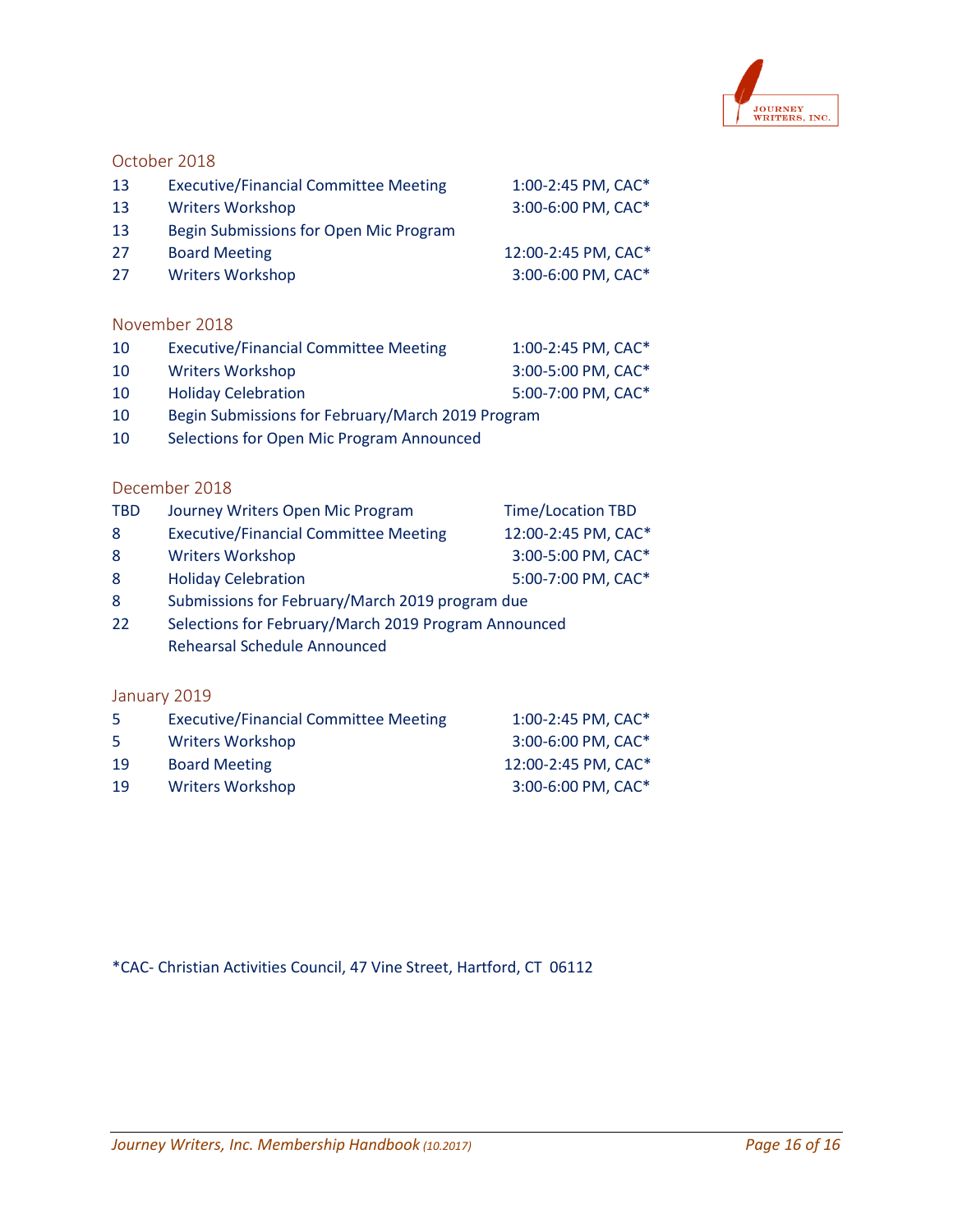## October 2018

| | | |
|---|---|---|
| 13 | Executive/Financial Committee Meeting | 1:00-2:45 PM, CAC* |
| 13 | Writers Workshop | 3:00-6:00 PM, CAC* |
| 13 | Begin Submissions for Open Mic Program | |
| 27 | Board Meeting | 12:00-2:45 PM, CAC* |
| 27 | Writers Workshop | 3:00-6:00 PM, CAC* |

## November 2018

| | | |
|---|---|---|
| 10 | Executive/Financial Committee Meeting | 1:00-2:45 PM, CAC* |
| 10 | Writers Workshop | 3:00-5:00 PM, CAC* |
| 10 | Holiday Celebration | 5:00-7:00 PM, CAC* |
| 10 | Begin Submissions for February/March 2019 Program | |
| 10 | Selections for Open Mic Program Announced | |

## December 2018

| | | |
|---|---|---|
| TBD | Journey Writers Open Mic Program | Time/Location TBD |
| 8 | Executive/Financial Committee Meeting | 12:00-2:45 PM, CAC* |
| 8 | Writers Workshop | 3:00-5:00 PM, CAC* |
| 8 | Holiday Celebration | 5:00-7:00 PM, CAC* |
| 8 | Submissions for February/March 2019 program due | |
| 22 | Selections for February/March 2019 Program Announced<br>Rehearsal Schedule Announced | |

## January 2019

| | | |
|---|---|---|
| 5 | Executive/Financial Committee Meeting | 1:00-2:45 PM, CAC* |
| 5 | Writers Workshop | 3:00-6:00 PM, CAC* |
| 19 | Board Meeting | 12:00-2:45 PM, CAC* |
| 19 | Writers Workshop | 3:00-6:00 PM, CAC* |

*CAC- Christian Activities Council, 47 Vine Street, Hartford, CT 06112